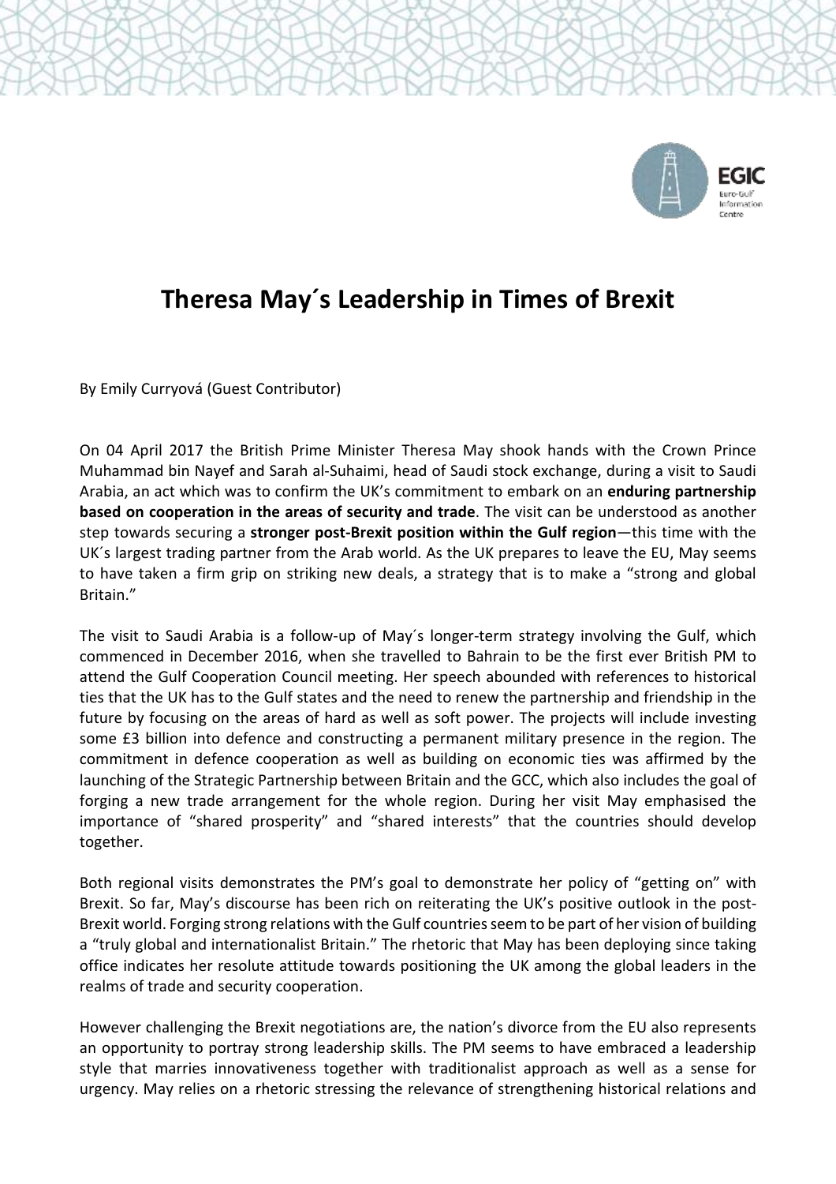# Theresa May´s Leadership in Times of Brexit

By Emily Curryová (Guest Contributor)

On 04 April 2017 the British Prime Minister Theresa May shook hands with the Crown Prince Muhammad bin Nayef and Sarah al-Suhaimi, head of Saudi stock exchange, during a visit to Saudi Arabia, an act which was to confirm the UK's commitment to embark on an **enduring partnership based on cooperation in the areas of security and trade**. The visit can be understood as another step towards securing a **stronger post-Brexit position within the Gulf region**—this time with the UK´s largest trading partner from the Arab world. As the UK prepares to leave the EU, May seems to have taken a firm grip on striking new deals, a strategy that is to make a "strong and global Britain."

The visit to Saudi Arabia is a follow-up of May´s longer-term strategy involving the Gulf, which commenced in December 2016, when she travelled to Bahrain to be the first ever British PM to attend the Gulf Cooperation Council meeting. Her speech abounded with references to historical ties that the UK has to the Gulf states and the need to renew the partnership and friendship in the future by focusing on the areas of hard as well as soft power. The projects will include investing some £3 billion into defence and constructing a permanent military presence in the region. The commitment in defence cooperation as well as building on economic ties was affirmed by the launching of the Strategic Partnership between Britain and the GCC, which also includes the goal of forging a new trade arrangement for the whole region. During her visit May emphasised the importance of "shared prosperity" and "shared interests" that the countries should develop together.

Both regional visits demonstrates the PM's goal to demonstrate her policy of "getting on" with Brexit. So far, May's discourse has been rich on reiterating the UK's positive outlook in the post-Brexit world. Forging strong relations with the Gulf countries seem to be part of her vision of building a "truly global and internationalist Britain." The rhetoric that May has been deploying since taking office indicates her resolute attitude towards positioning the UK among the global leaders in the realms of trade and security cooperation.

However challenging the Brexit negotiations are, the nation's divorce from the EU also represents an opportunity to portray strong leadership skills. The PM seems to have embraced a leadership style that marries innovativeness together with traditionalist approach as well as a sense for urgency. May relies on a rhetoric stressing the relevance of strengthening historical relations and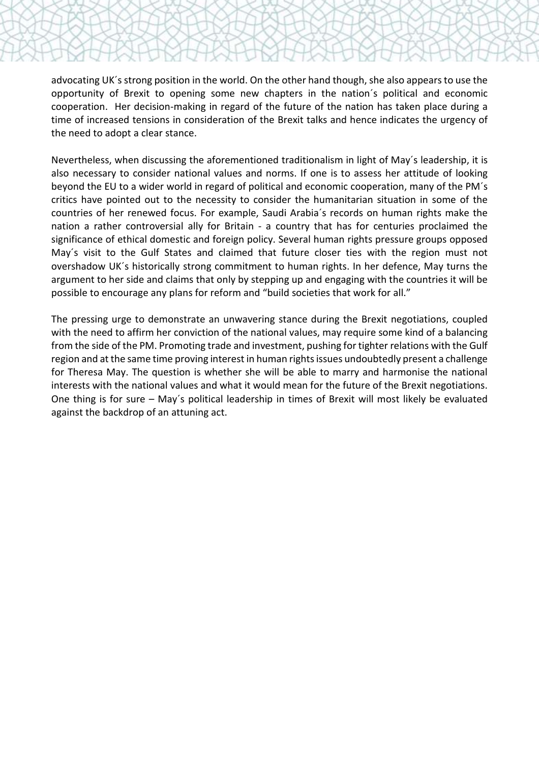advocating UK´s strong position in the world. On the other hand though, she also appears to use the opportunity of Brexit to opening some new chapters in the nation´s political and economic cooperation. Her decision-making in regard of the future of the nation has taken place during a time of increased tensions in consideration of the Brexit talks and hence indicates the urgency of the need to adopt a clear stance.

Nevertheless, when discussing the aforementioned traditionalism in light of May´s leadership, it is also necessary to consider national values and norms. If one is to assess her attitude of looking beyond the EU to a wider world in regard of political and economic cooperation, many of the PM´s critics have pointed out to the necessity to consider the humanitarian situation in some of the countries of her renewed focus. For example, Saudi Arabia´s records on human rights make the nation a rather controversial ally for Britain - a country that has for centuries proclaimed the significance of ethical domestic and foreign policy. Several human rights pressure groups opposed May´s visit to the Gulf States and claimed that future closer ties with the region must not overshadow UK´s historically strong commitment to human rights. In her defence, May turns the argument to her side and claims that only by stepping up and engaging with the countries it will be possible to encourage any plans for reform and "build societies that work for all."

The pressing urge to demonstrate an unwavering stance during the Brexit negotiations, coupled with the need to affirm her conviction of the national values, may require some kind of a balancing from the side of the PM. Promoting trade and investment, pushing for tighter relations with the Gulf region and at the same time proving interest in human rights issues undoubtedly present a challenge for Theresa May. The question is whether she will be able to marry and harmonise the national interests with the national values and what it would mean for the future of the Brexit negotiations. One thing is for sure – May´s political leadership in times of Brexit will most likely be evaluated against the backdrop of an attuning act.